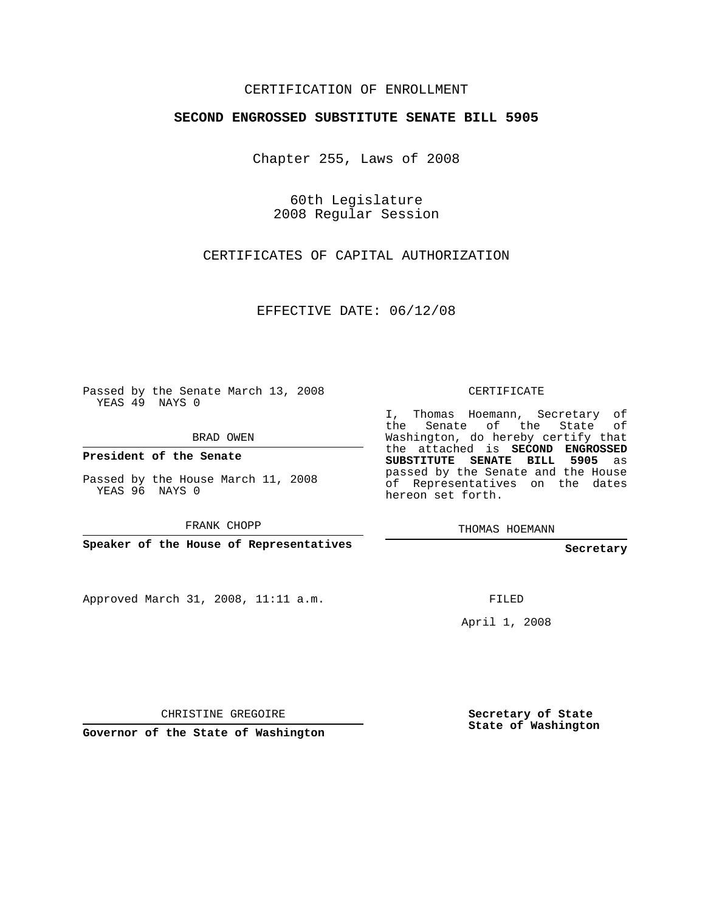CERTIFICATION OF ENROLLMENT

**SECOND ENGROSSED SUBSTITUTE SENATE BILL 5905**

Chapter 255, Laws of 2008

60th Legislature
2008 Regular Session

CERTIFICATES OF CAPITAL AUTHORIZATION

EFFECTIVE DATE: 06/12/08

Passed by the Senate March 13, 2008
YEAS 49 NAYS 0

BRAD OWEN

**President of the Senate**

Passed by the House March 11, 2008
YEAS 96 NAYS 0

FRANK CHOPP

**Speaker of the House of Representatives**

CERTIFICATE

I, Thomas Hoemann, Secretary of the Senate of the State of Washington, do hereby certify that the attached is **SECOND ENGROSSED SUBSTITUTE SENATE BILL 5905** as passed by the Senate and the House of Representatives on the dates hereon set forth.

THOMAS HOEMANN

**Secretary**

Approved March 31, 2008, 11:11 a.m.

FILED

April 1, 2008

CHRISTINE GREGOIRE

**Governor of the State of Washington**

**Secretary of State
State of Washington**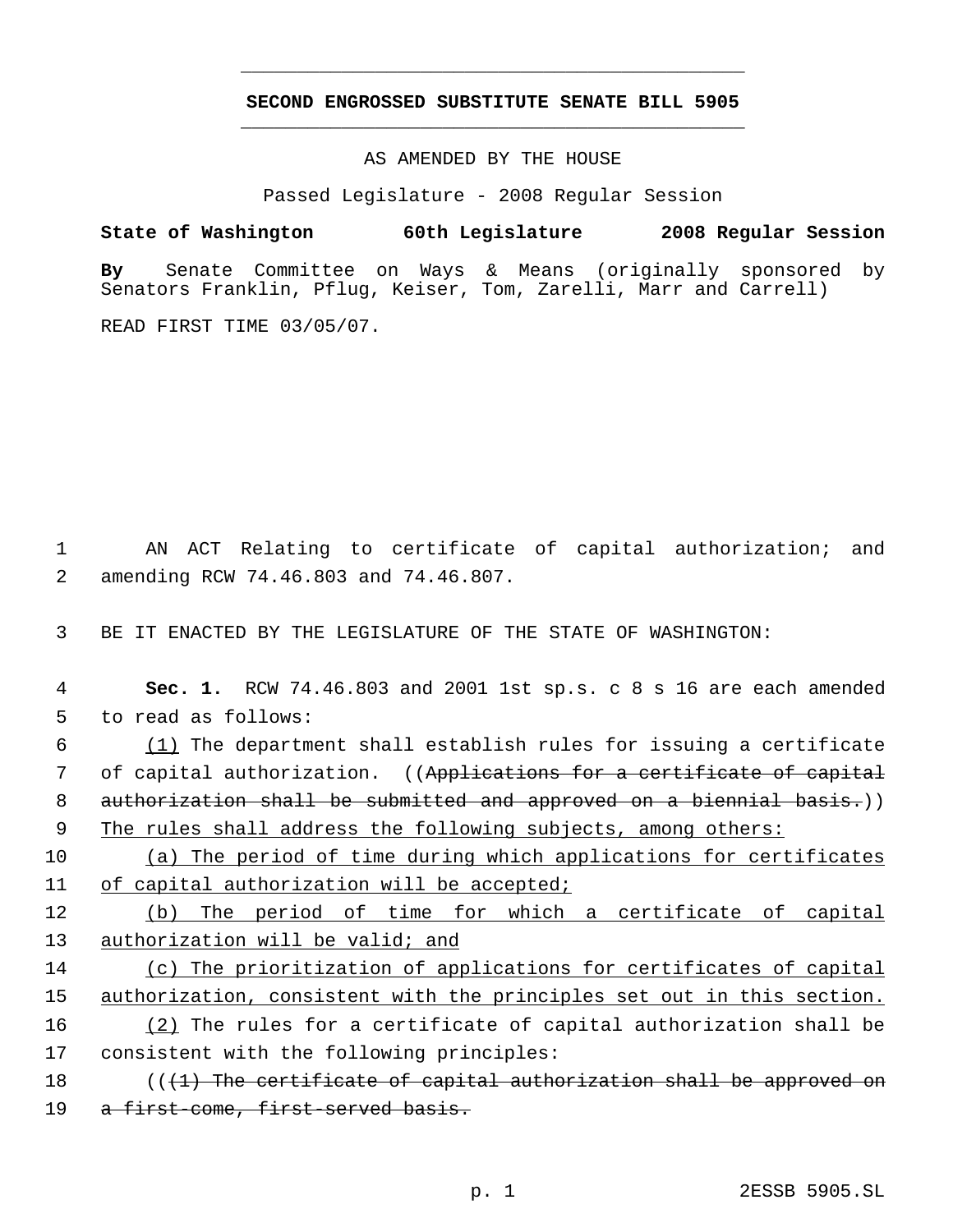**SECOND ENGROSSED SUBSTITUTE SENATE BILL 5905**

AS AMENDED BY THE HOUSE

Passed Legislature - 2008 Regular Session

**State of Washington 60th Legislature 2008 Regular Session**

**By** Senate Committee on Ways & Means (originally sponsored by Senators Franklin, Pflug, Keiser, Tom, Zarelli, Marr and Carrell)

READ FIRST TIME 03/05/07.

AN ACT Relating to certificate of capital authorization; and amending RCW 74.46.803 and 74.46.807.

BE IT ENACTED BY THE LEGISLATURE OF THE STATE OF WASHINGTON:

**Sec. 1.** RCW 74.46.803 and 2001 1st sp.s. c 8 s 16 are each amended to read as follows:

<u>(1)</u> The department shall establish rules for issuing a certificate of capital authorization. ((~~Applications for a certificate of capital authorization shall be submitted and approved on a biennial basis.~~)) <u>The rules shall address the following subjects, among others:</u>

<u>(a) The period of time during which applications for certificates of capital authorization will be accepted;</u>

<u>(b) The period of time for which a certificate of capital authorization will be valid; and</u>

<u>(c) The prioritization of applications for certificates of capital authorization, consistent with the principles set out in this section.</u>

<u>(2)</u> The rules for a certificate of capital authorization shall be consistent with the following principles:

((~~(1) The certificate of capital authorization shall be approved on a first-come, first-served basis.~~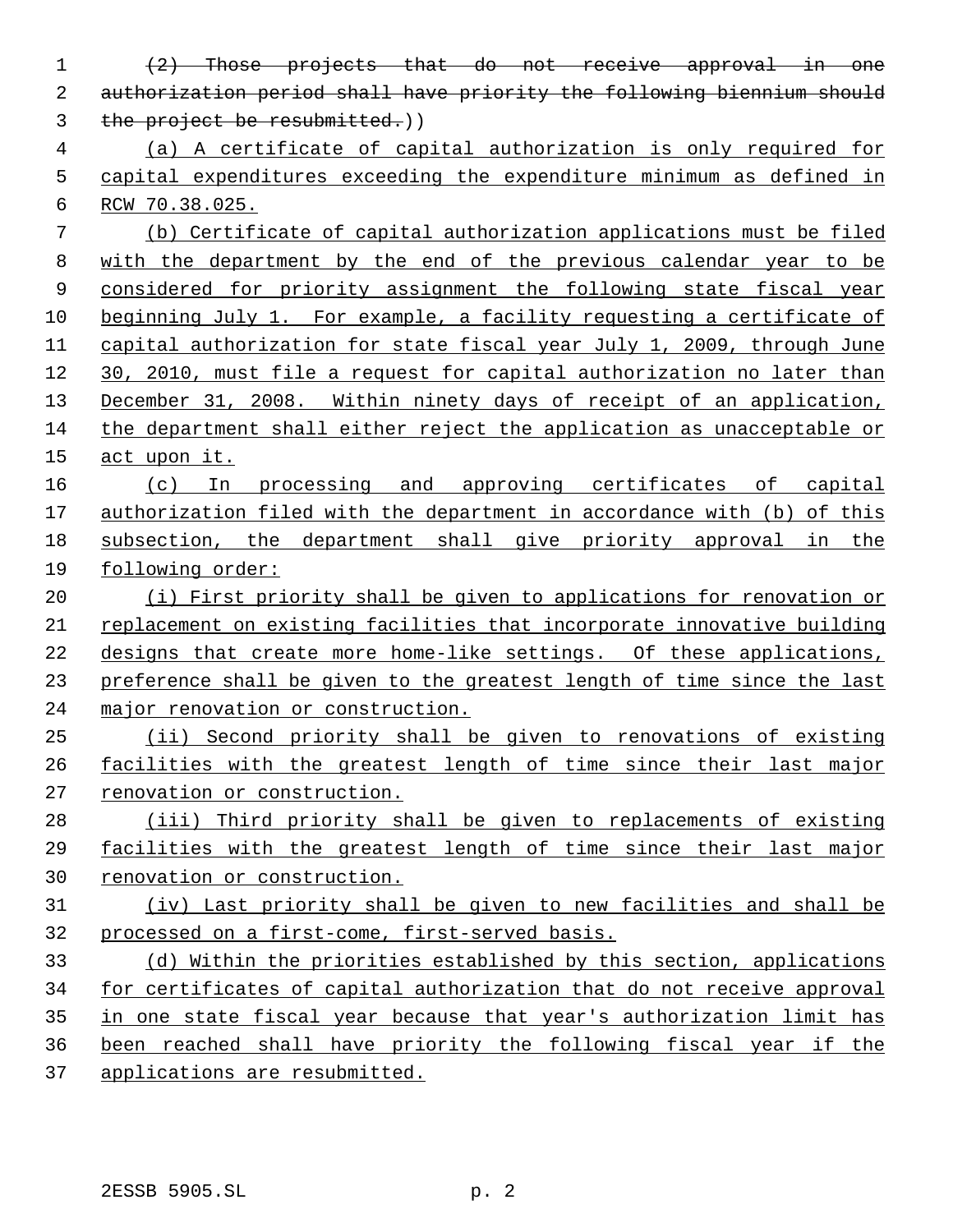~~(2) Those projects that do not receive approval in one authorization period shall have priority the following biennium should the project be resubmitted.~~))

<u>(a) A certificate of capital authorization is only required for capital expenditures exceeding the expenditure minimum as defined in RCW 70.38.025.</u>

<u>(b) Certificate of capital authorization applications must be filed with the department by the end of the previous calendar year to be considered for priority assignment the following state fiscal year beginning July 1. For example, a facility requesting a certificate of capital authorization for state fiscal year July 1, 2009, through June 30, 2010, must file a request for capital authorization no later than December 31, 2008. Within ninety days of receipt of an application, the department shall either reject the application as unacceptable or act upon it.</u>

<u>(c) In processing and approving certificates of capital authorization filed with the department in accordance with (b) of this subsection, the department shall give priority approval in the following order:</u>

<u>(i) First priority shall be given to applications for renovation or replacement on existing facilities that incorporate innovative building designs that create more home-like settings. Of these applications, preference shall be given to the greatest length of time since the last major renovation or construction.</u>

<u>(ii) Second priority shall be given to renovations of existing facilities with the greatest length of time since their last major renovation or construction.</u>

<u>(iii) Third priority shall be given to replacements of existing facilities with the greatest length of time since their last major renovation or construction.</u>

<u>(iv) Last priority shall be given to new facilities and shall be processed on a first-come, first-served basis.</u>

<u>(d) Within the priorities established by this section, applications for certificates of capital authorization that do not receive approval in one state fiscal year because that year's authorization limit has been reached shall have priority the following fiscal year if the applications are resubmitted.</u>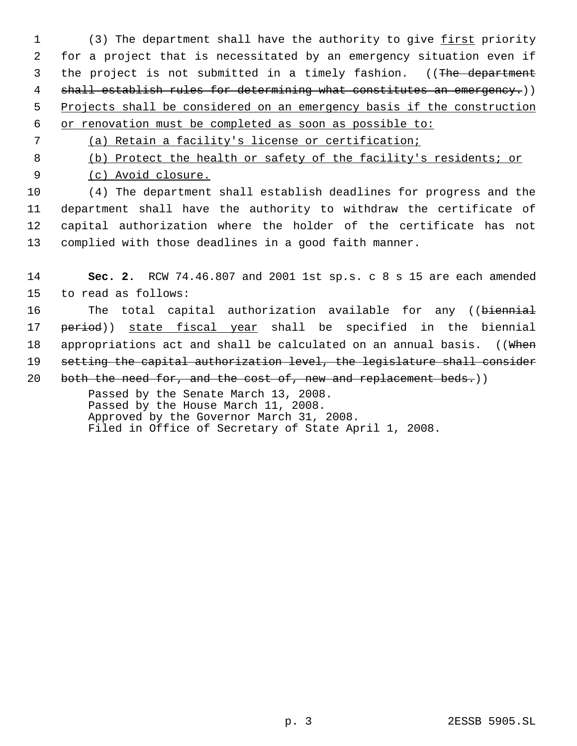(3) The department shall have the authority to give first priority for a project that is necessitated by an emergency situation even if the project is not submitted in a timely fashion. ((~~The department shall establish rules for determining what constitutes an emergency.~~)) Projects shall be considered on an emergency basis if the construction or renovation must be completed as soon as possible to:

(a) Retain a facility's license or certification;

(b) Protect the health or safety of the facility's residents; or

(c) Avoid closure.

(4) The department shall establish deadlines for progress and the department shall have the authority to withdraw the certificate of capital authorization where the holder of the certificate has not complied with those deadlines in a good faith manner.

**Sec. 2.** RCW 74.46.807 and 2001 1st sp.s. c 8 s 15 are each amended to read as follows:

The total capital authorization available for any ((~~biennial period~~)) state fiscal year shall be specified in the biennial appropriations act and shall be calculated on an annual basis. ((~~When setting the capital authorization level, the legislature shall consider both the need for, and the cost of, new and replacement beds.~~))

Passed by the Senate March 13, 2008.
Passed by the House March 11, 2008.
Approved by the Governor March 31, 2008.
Filed in Office of Secretary of State April 1, 2008.